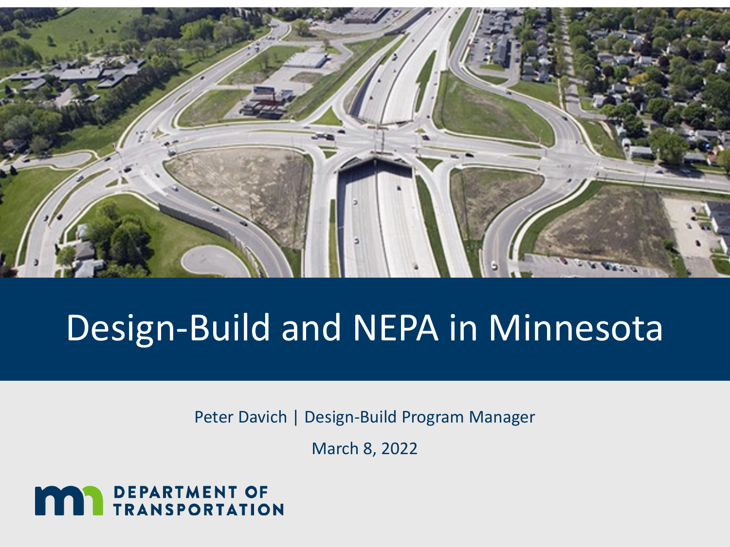# Design-Build and NEPA in Minnesota

Peter Davich | Design-Build Program Manager

March 8, 2022

DEPARTMENT OF TRANSPORTATION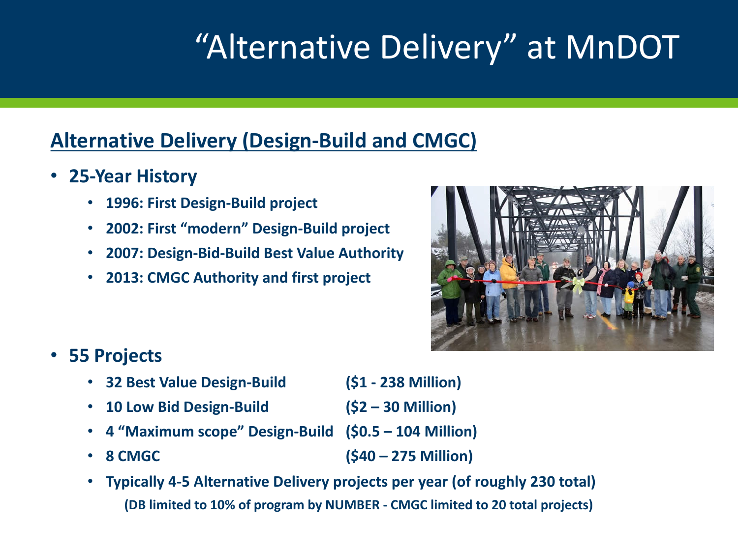# "Alternative Delivery" at MnDOT

## Alternative Delivery (Design-Build and CMGC)

- **25-Year History**
  - **1996: First Design-Build project**
  - **2002: First "modern" Design-Build project**
  - **2007: Design-Bid-Build Best Value Authority**
  - **2013: CMGC Authority and first project**

- **55 Projects**
  - **32 Best Value Design-Build ($1 - 238 Million)**
  - **10 Low Bid Design-Build ($2 – 30 Million)**
  - **4 "Maximum scope" Design-Build ($0.5 – 104 Million)**
  - **8 CMGC ($40 – 275 Million)**
  - **Typically 4-5 Alternative Delivery projects per year (of roughly 230 total)**
    **(DB limited to 10% of program by NUMBER - CMGC limited to 20 total projects)**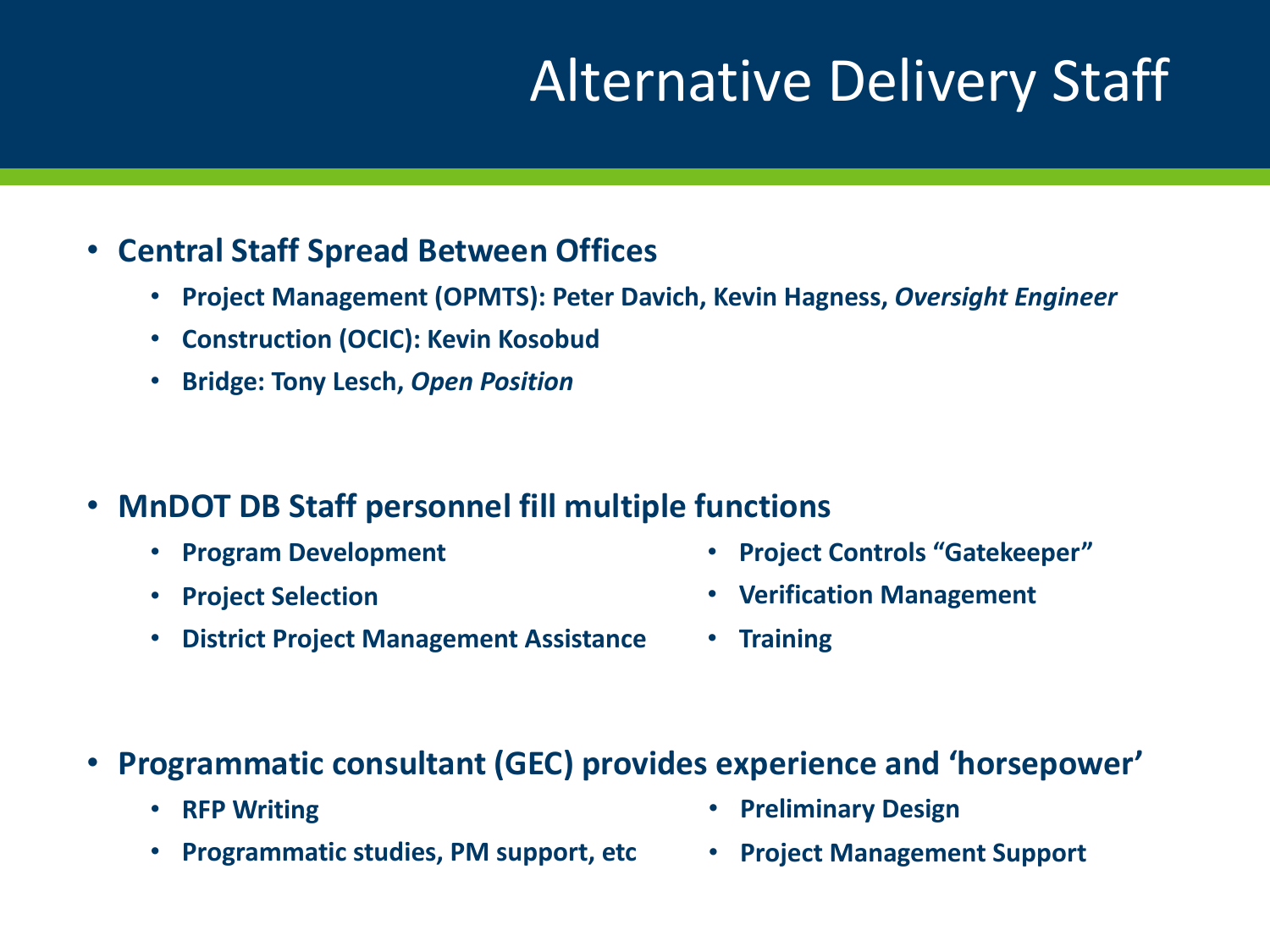# Alternative Delivery Staff

- **Central Staff Spread Between Offices**
  - **Project Management (OPMTS): Peter Davich, Kevin Hagness, *Oversight Engineer***
  - **Construction (OCIC): Kevin Kosobud**
  - **Bridge: Tony Lesch, *Open Position***

- **MnDOT DB Staff personnel fill multiple functions**
  - **Program Development**
  - **Project Selection**
  - **District Project Management Assistance**
  - **Project Controls "Gatekeeper"**
  - **Verification Management**
  - **Training**

- **Programmatic consultant (GEC) provides experience and 'horsepower'**
  - **RFP Writing**
  - **Programmatic studies, PM support, etc**
  - **Preliminary Design**
  - **Project Management Support**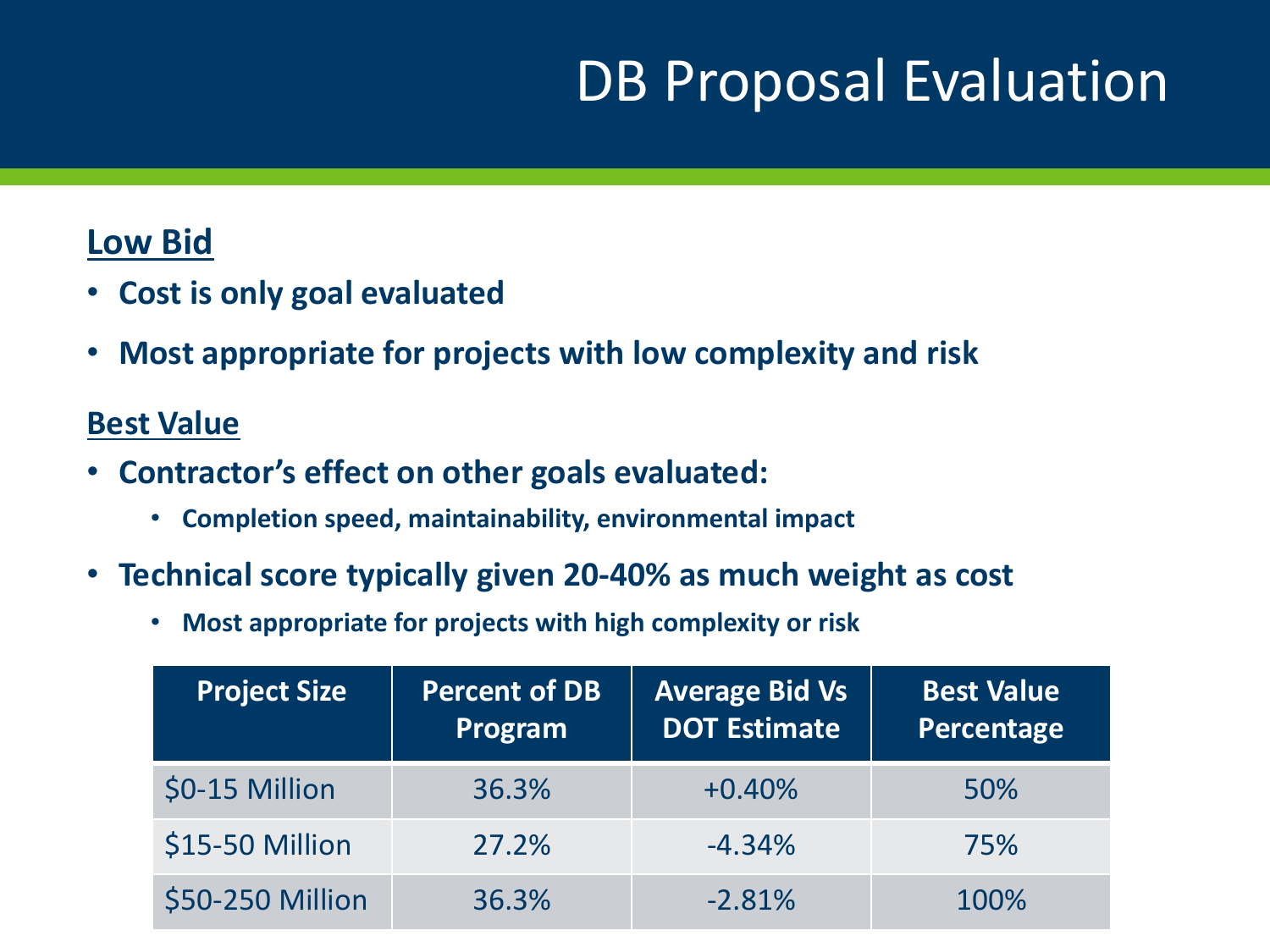# DB Proposal Evaluation

**Low Bid**

- **Cost is only goal evaluated**
- **Most appropriate for projects with low complexity and risk**

**Best Value**

- **Contractor's effect on other goals evaluated:**
  - **Completion speed, maintainability, environmental impact**
- **Technical score typically given 20-40% as much weight as cost**
  - **Most appropriate for projects with high complexity or risk**

| Project Size | Percent of DB Program | Average Bid Vs DOT Estimate | Best Value Percentage |
|---|---|---|---|
| $0-15 Million | 36.3% | +0.40% | 50% |
| $15-50 Million | 27.2% | -4.34% | 75% |
| $50-250 Million | 36.3% | -2.81% | 100% |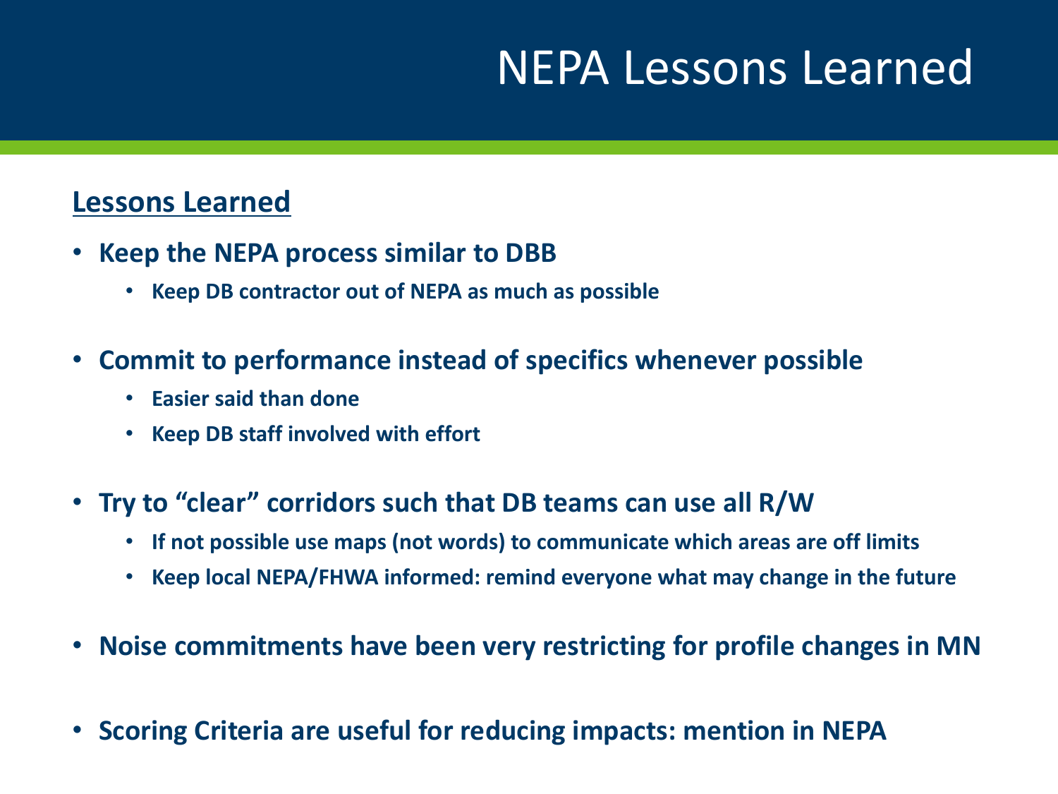# NEPA Lessons Learned

**Lessons Learned**

- **Keep the NEPA process similar to DBB**
  - **Keep DB contractor out of NEPA as much as possible**
- **Commit to performance instead of specifics whenever possible**
  - **Easier said than done**
  - **Keep DB staff involved with effort**
- **Try to "clear" corridors such that DB teams can use all R/W**
  - **If not possible use maps (not words) to communicate which areas are off limits**
  - **Keep local NEPA/FHWA informed: remind everyone what may change in the future**
- **Noise commitments have been very restricting for profile changes in MN**
- **Scoring Criteria are useful for reducing impacts: mention in NEPA**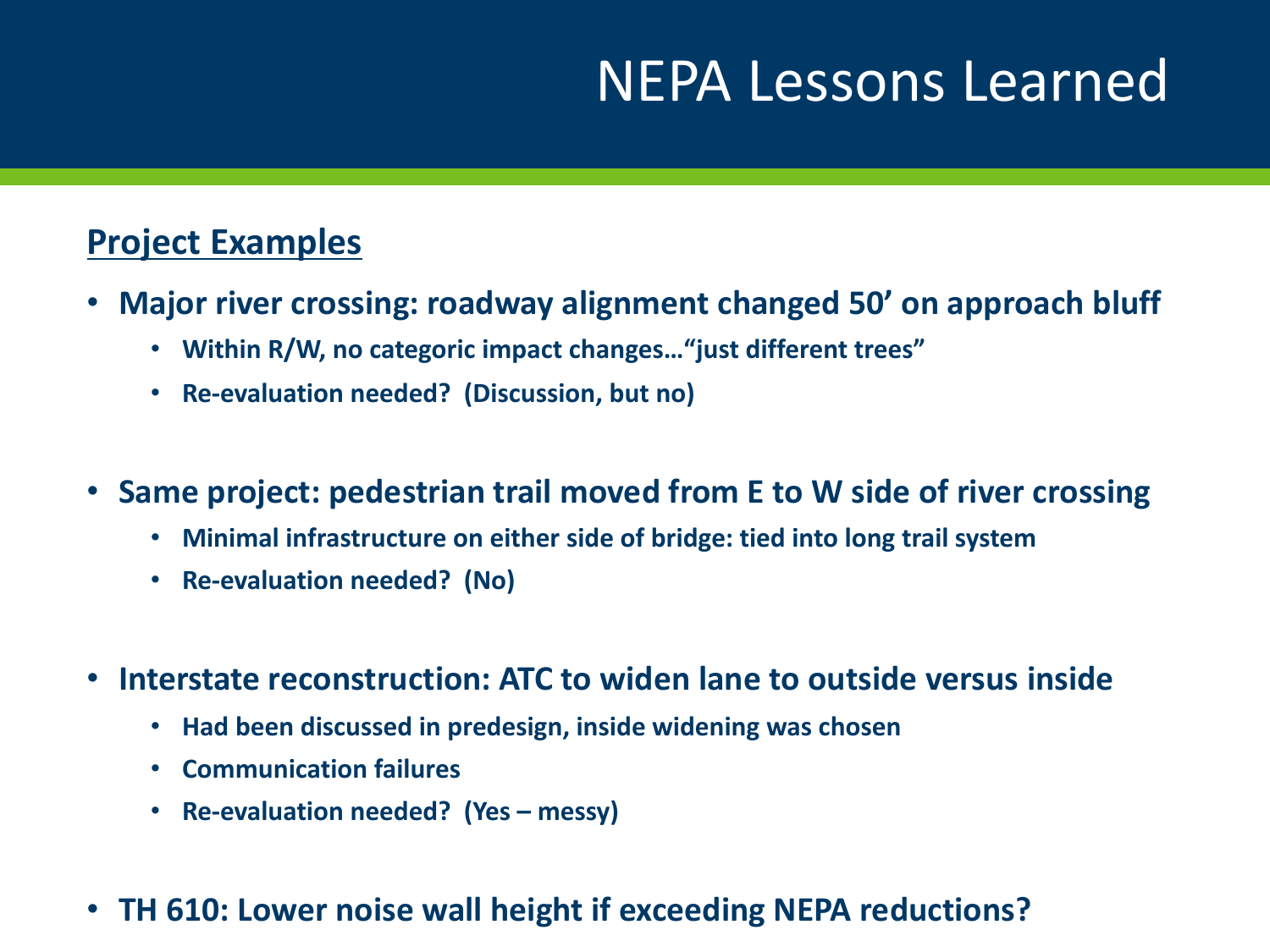# NEPA Lessons Learned

**Project Examples**

- **Major river crossing: roadway alignment changed 50' on approach bluff**
  - **Within R/W, no categoric impact changes…"just different trees"**
  - **Re-evaluation needed? (Discussion, but no)**
- **Same project: pedestrian trail moved from E to W side of river crossing**
  - **Minimal infrastructure on either side of bridge: tied into long trail system**
  - **Re-evaluation needed? (No)**
- **Interstate reconstruction: ATC to widen lane to outside versus inside**
  - **Had been discussed in predesign, inside widening was chosen**
  - **Communication failures**
  - **Re-evaluation needed? (Yes – messy)**
- **TH 610: Lower noise wall height if exceeding NEPA reductions?**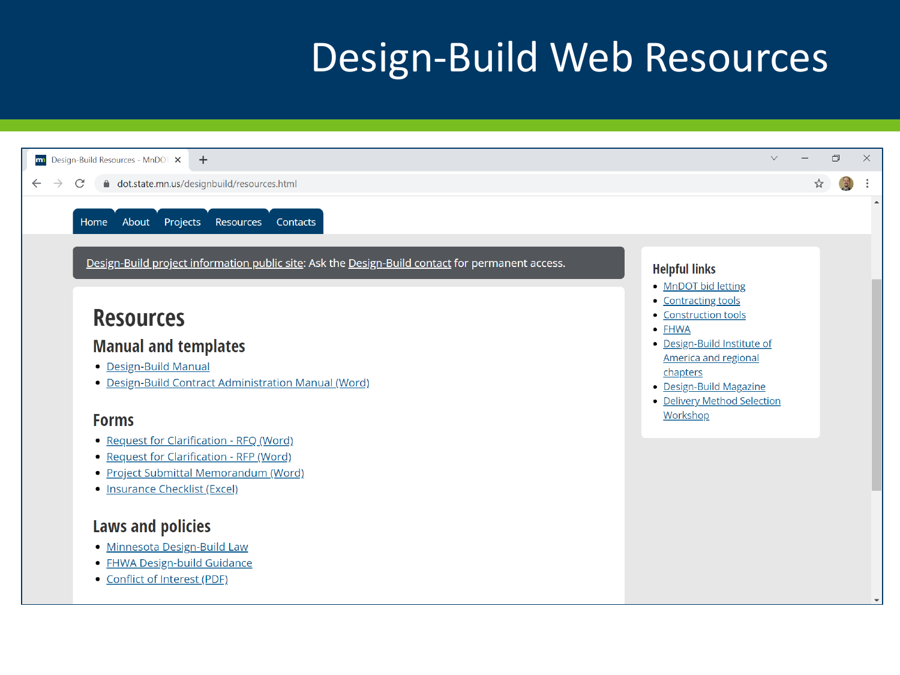# Design-Build Web Resources

dot.state.mn.us/designbuild/resources.html

Home | About | Projects | Resources | Contacts

Design-Build project information public site: Ask the Design-Build contact for permanent access.

## Resources

### Manual and templates

- Design-Build Manual
- Design-Build Contract Administration Manual (Word)

### Forms

- Request for Clarification - RFQ (Word)
- Request for Clarification - RFP (Word)
- Project Submittal Memorandum (Word)
- Insurance Checklist (Excel)

### Laws and policies

- Minnesota Design-Build Law
- FHWA Design-build Guidance
- Conflict of Interest (PDF)

### Helpful links

- MnDOT bid letting
- Contracting tools
- Construction tools
- FHWA
- Design-Build Institute of America and regional chapters
- Design-Build Magazine
- Delivery Method Selection Workshop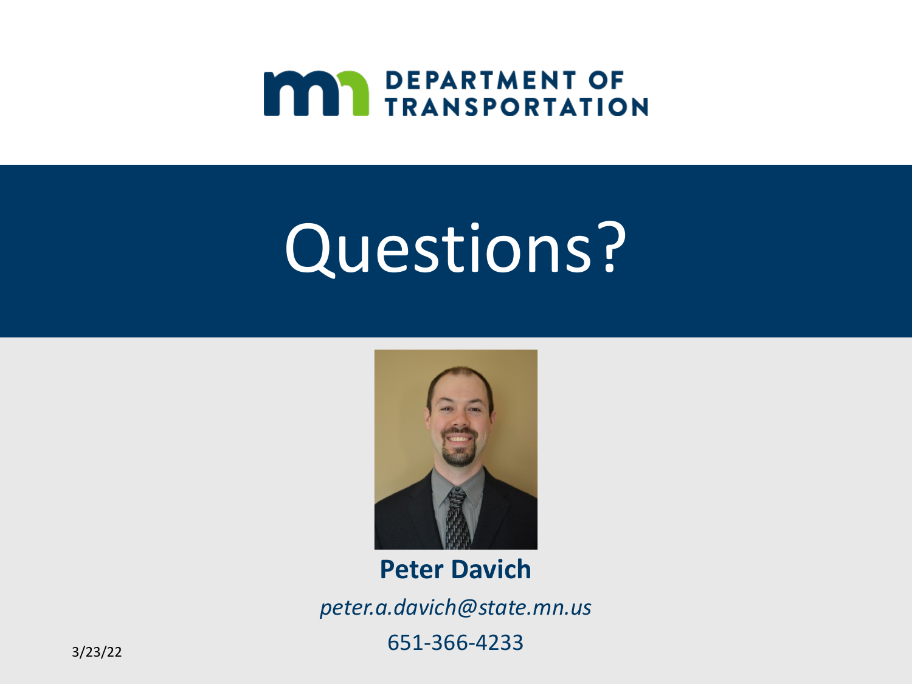DEPARTMENT OF TRANSPORTATION

# Questions?

**Peter Davich**

*peter.a.davich@state.mn.us*

651-366-4233

3/23/22